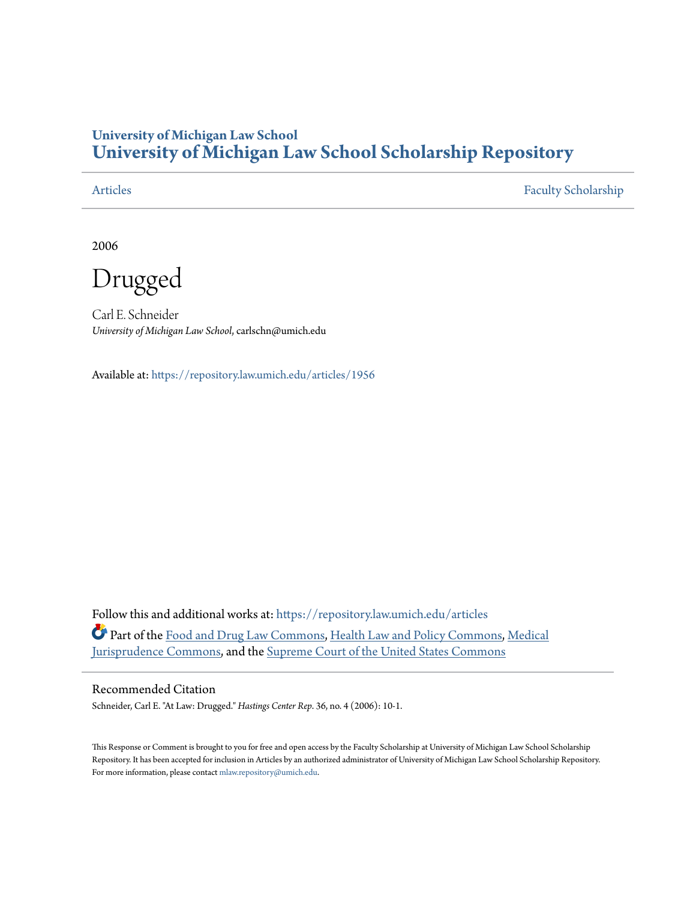# University of Michigan Law School
# University of Michigan Law School Scholarship Repository

Articles | Faculty Scholarship

2006

# Drugged

Carl E. Schneider
*University of Michigan Law School*, carlschn@umich.edu

Available at: https://repository.law.umich.edu/articles/1956

Follow this and additional works at: https://repository.law.umich.edu/articles

Part of the Food and Drug Law Commons, Health Law and Policy Commons, Medical Jurisprudence Commons, and the Supreme Court of the United States Commons

## Recommended Citation

Schneider, Carl E. "At Law: Drugged." *Hastings Center Rep*. 36, no. 4 (2006): 10-1.

This Response or Comment is brought to you for free and open access by the Faculty Scholarship at University of Michigan Law School Scholarship Repository. It has been accepted for inclusion in Articles by an authorized administrator of University of Michigan Law School Scholarship Repository. For more information, please contact mlaw.repository@umich.edu.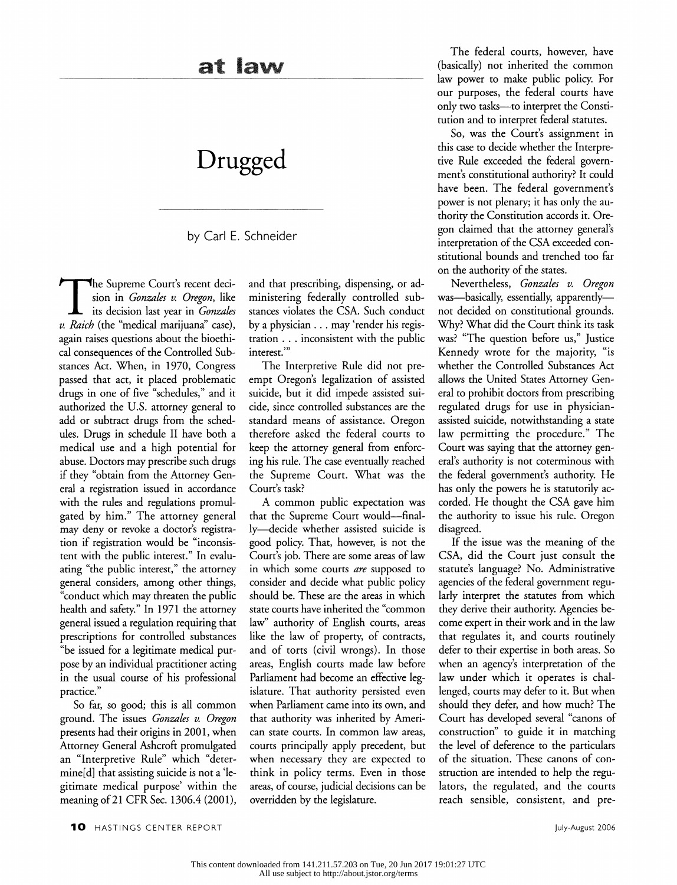# at law

# Drugged

by Carl E. Schneider

The Supreme Court's recent decision in *Gonzales v. Oregon*, like its decision last year in *Gonzales v. Raich* (the "medical marijuana" case), again raises questions about the bioethical consequences of the Controlled Substances Act. When, in 1970, Congress passed that act, it placed problematic drugs in one of five "schedules," and it authorized the U.S. attorney general to add or subtract drugs from the schedules. Drugs in schedule II have both a medical use and a high potential for abuse. Doctors may prescribe such drugs if they "obtain from the Attorney General a registration issued in accordance with the rules and regulations promulgated by him." The attorney general may deny or revoke a doctor's registration if registration would be "inconsistent with the public interest." In evaluating "the public interest," the attorney general considers, among other things, "conduct which may threaten the public health and safety." In 1971 the attorney general issued a regulation requiring that prescriptions for controlled substances "be issued for a legitimate medical purpose by an individual practitioner acting in the usual course of his professional practice."

So far, so good; this is all common ground. The issues *Gonzales v. Oregon* presents had their origins in 2001, when Attorney General Ashcroft promulgated an "Interpretive Rule" which "determine[d] that assisting suicide is not a 'legitimate medical purpose' within the meaning of 21 CFR Sec. 1306.4 (2001), and that prescribing, dispensing, or administering federally controlled substances violates the CSA. Such conduct by a physician . . . may 'render his registration . . . inconsistent with the public interest.'"

The Interpretive Rule did not preempt Oregon's legalization of assisted suicide, but it did impede assisted suicide, since controlled substances are the standard means of assistance. Oregon therefore asked the federal courts to keep the attorney general from enforcing his rule. The case eventually reached the Supreme Court. What was the Court's task?

A common public expectation was that the Supreme Court would—finally—decide whether assisted suicide is good policy. That, however, is not the Court's job. There are some areas of law in which some courts *are* supposed to consider and decide what public policy should be. These are the areas in which state courts have inherited the "common law" authority of English courts, areas like the law of property, of contracts, and of torts (civil wrongs). In those areas, English courts made law before Parliament had become an effective legislature. That authority persisted even when Parliament came into its own, and that authority was inherited by American state courts. In common law areas, courts principally apply precedent, but when necessary they are expected to think in policy terms. Even in those areas, of course, judicial decisions can be overridden by the legislature.

The federal courts, however, have (basically) not inherited the common law power to make public policy. For our purposes, the federal courts have only two tasks—to interpret the Constitution and to interpret federal statutes.

So, was the Court's assignment in this case to decide whether the Interpretive Rule exceeded the federal government's constitutional authority? It could have been. The federal government's power is not plenary; it has only the authority the Constitution accords it. Oregon claimed that the attorney general's interpretation of the CSA exceeded constitutional bounds and trenched too far on the authority of the states.

Nevertheless, *Gonzales v. Oregon* was—basically, essentially, apparently—not decided on constitutional grounds. Why? What did the Court think its task was? "The question before us," Justice Kennedy wrote for the majority, "is whether the Controlled Substances Act allows the United States Attorney General to prohibit doctors from prescribing regulated drugs for use in physician-assisted suicide, notwithstanding a state law permitting the procedure." The Court was saying that the attorney general's authority is not coterminous with the federal government's authority. He has only the powers he is statutorily accorded. He thought the CSA gave him the authority to issue his rule. Oregon disagreed.

If the issue was the meaning of the CSA, did the Court just consult the statute's language? No. Administrative agencies of the federal government regularly interpret the statutes from which they derive their authority. Agencies become expert in their work and in the law that regulates it, and courts routinely defer to their expertise in both areas. So when an agency's interpretation of the law under which it operates is challenged, courts may defer to it. But when should they defer, and how much? The Court has developed several "canons of construction" to guide it in matching the level of deference to the particulars of the situation. These canons of construction are intended to help the regulators, the regulated, and the courts reach sensible, consistent, and pre-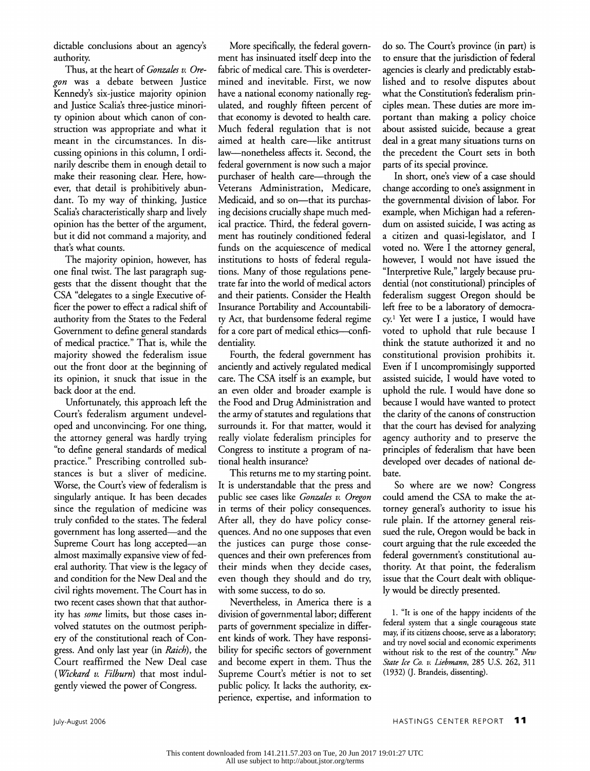dictable conclusions about an agency's authority.

Thus, at the heart of *Gonzales v. Oregon* was a debate between Justice Kennedy's six-justice majority opinion and Justice Scalia's three-justice minority opinion about which canon of construction was appropriate and what it meant in the circumstances. In discussing opinions in this column, I ordinarily describe them in enough detail to make their reasoning clear. Here, however, that detail is prohibitively abundant. To my way of thinking, Justice Scalia's characteristically sharp and lively opinion has the better of the argument, but it did not command a majority, and that's what counts.

The majority opinion, however, has one final twist. The last paragraph suggests that the dissent thought that the CSA "delegates to a single Executive officer the power to effect a radical shift of authority from the States to the Federal Government to define general standards of medical practice." That is, while the majority showed the federalism issue out the front door at the beginning of its opinion, it snuck that issue in the back door at the end.

Unfortunately, this approach left the Court's federalism argument undeveloped and unconvincing. For one thing, the attorney general was hardly trying "to define general standards of medical practice." Prescribing controlled substances is but a sliver of medicine. Worse, the Court's view of federalism is singularly antique. It has been decades since the regulation of medicine was truly confided to the states. The federal government has long asserted—and the Supreme Court has long accepted—an almost maximally expansive view of federal authority. That view is the legacy of and condition for the New Deal and the civil rights movement. The Court has in two recent cases shown that that authority has *some* limits, but those cases involved statutes on the outmost periphery of the constitutional reach of Congress. And only last year (in *Raich*), the Court reaffirmed the New Deal case (*Wickard v. Filburn*) that most indulgently viewed the power of Congress.

More specifically, the federal government has insinuated itself deep into the fabric of medical care. This is overdetermined and inevitable. First, we now have a national economy nationally regulated, and roughly fifteen percent of that economy is devoted to health care. Much federal regulation that is not aimed at health care—like antitrust law—nonetheless affects it. Second, the federal government is now such a major purchaser of health care—through the Veterans Administration, Medicare, Medicaid, and so on—that its purchasing decisions crucially shape much medical practice. Third, the federal government has routinely conditioned federal funds on the acquiescence of medical institutions to hosts of federal regulations. Many of those regulations penetrate far into the world of medical actors and their patients. Consider the Health Insurance Portability and Accountability Act, that burdensome federal regime for a core part of medical ethics—confidentiality.

Fourth, the federal government has anciently and actively regulated medical care. The CSA itself is an example, but an even older and broader example is the Food and Drug Administration and the army of statutes and regulations that surrounds it. For that matter, would it really violate federalism principles for Congress to institute a program of national health insurance?

This returns me to my starting point. It is understandable that the press and public see cases like *Gonzales v. Oregon* in terms of their policy consequences. After all, they do have policy consequences. And no one supposes that even the justices can purge those consequences and their own preferences from their minds when they decide cases, even though they should and do try, with some success, to do so.

Nevertheless, in America there is a division of governmental labor; different parts of government specialize in different kinds of work. They have responsibility for specific sectors of government and become expert in them. Thus the Supreme Court's métier is not to set public policy. It lacks the authority, experience, expertise, and information to do so. The Court's province (in part) is to ensure that the jurisdiction of federal agencies is clearly and predictably established and to resolve disputes about what the Constitution's federalism principles mean. These duties are more important than making a policy choice about assisted suicide, because a great deal in a great many situations turns on the precedent the Court sets in both parts of its special province.

In short, one's view of a case should change according to one's assignment in the governmental division of labor. For example, when Michigan had a referendum on assisted suicide, I was acting as a citizen and quasi-legislator, and I voted no. Were I the attorney general, however, I would not have issued the "Interpretive Rule," largely because prudential (not constitutional) principles of federalism suggest Oregon should be left free to be a laboratory of democracy.[1] Yet were I a justice, I would have voted to uphold that rule because I think the statute authorized it and no constitutional provision prohibits it. Even if I uncompromisingly supported assisted suicide, I would have voted to uphold the rule. I would have done so because I would have wanted to protect the clarity of the canons of construction that the court has devised for analyzing agency authority and to preserve the principles of federalism that have been developed over decades of national debate.

So where are we now? Congress could amend the CSA to make the attorney general's authority to issue his rule plain. If the attorney general reissued the rule, Oregon would be back in court arguing that the rule exceeded the federal government's constitutional authority. At that point, the federalism issue that the Court dealt with obliquely would be directly presented.

1. "It is one of the happy incidents of the federal system that a single courageous state may, if its citizens choose, serve as a laboratory; and try novel social and economic experiments without risk to the rest of the country." *New State Ice Co. v. Liebmann*, 285 U.S. 262, 311 (1932) (J. Brandeis, dissenting).